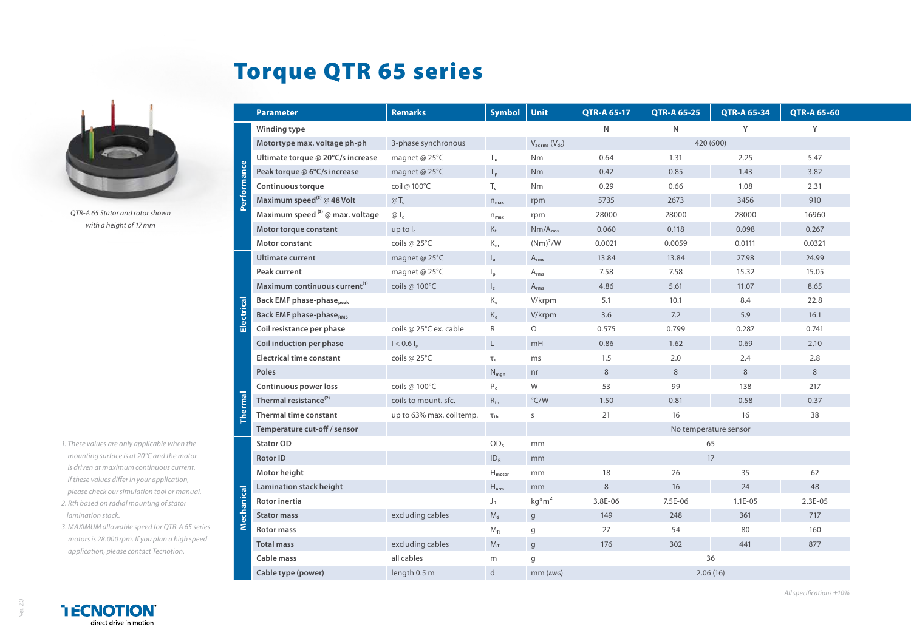# Torque QTR 65 series

*QTR-A 65 Stator and rotor shown with a height of 17 mm*

| | Parameter | Remarks | Symbol | Unit | QTR-A 65-17 | QTR-A 65-25 | QTR-A 65-34 | QTR-A 65-60 |
|---|---|---|---|---|---|---|---|---|
| Performance | Winding type | | | | N | N | Y | Y |
| | Motortype max. voltage ph-ph | 3-phase synchronous | | $V_{ac\,rms}$ ($V_{dc}$) | 420 (600) | | | |
| | Ultimate torque @ 20°C/s increase | magnet @ 25°C | $T_u$ | Nm | 0.64 | 1.31 | 2.25 | 5.47 |
| | Peak torque @ 6°C/s increase | magnet @ 25°C | $T_p$ | Nm | 0.42 | 0.85 | 1.43 | 3.82 |
| | Continuous torque | coil @ 100°C | $T_c$ | Nm | 0.29 | 0.66 | 1.08 | 2.31 |
| | Maximum speed[3] @ 48 Volt | @ $T_c$ | $n_{max}$ | rpm | 5735 | 2673 | 3456 | 910 |
| | Maximum speed [3] @ max. voltage | @ $T_c$ | $n_{max}$ | rpm | 28000 | 28000 | 28000 | 16960 |
| | Motor torque constant | up to $I_c$ | $K_t$ | Nm/$A_{rms}$ | 0.060 | 0.118 | 0.098 | 0.267 |
| | Motor constant | coils @ 25°C | $K_m$ | $(Nm)^2/W$ | 0.0021 | 0.0059 | 0.0111 | 0.0321 |
| Electrical | Ultimate current | magnet @ 25°C | $I_u$ | $A_{rms}$ | 13.84 | 13.84 | 27.98 | 24.99 |
| | Peak current | magnet @ 25°C | $I_p$ | $A_{rms}$ | 7.58 | 7.58 | 15.32 | 15.05 |
| | Maximum continuous current[1] | coils @ 100°C | $I_c$ | $A_{rms}$ | 4.86 | 5.61 | 11.07 | 8.65 |
| | Back EMF phase-phase$_{peak}$ | | $K_e$ | V/krpm | 5.1 | 10.1 | 8.4 | 22.8 |
| | Back EMF phase-phase$_{RMS}$ | | $K_e$ | V/krpm | 3.6 | 7.2 | 5.9 | 16.1 |
| | Coil resistance per phase | coils @ 25°C ex. cable | R | Ω | 0.575 | 0.799 | 0.287 | 0.741 |
| | Coil induction per phase | $I < 0.6\,I_p$ | L | mH | 0.86 | 1.62 | 0.69 | 2.10 |
| | Electrical time constant | coils @ 25°C | $\tau_e$ | ms | 1.5 | 2.0 | 2.4 | 2.8 |
| | Poles | | $N_{mgn}$ | nr | 8 | 8 | 8 | 8 |
| Thermal | Continuous power loss | coils @ 100°C | $P_c$ | W | 53 | 99 | 138 | 217 |
| | Thermal resistance[2] | coils to mount. sfc. | $R_{th}$ | °C/W | 1.50 | 0.81 | 0.58 | 0.37 |
| | Thermal time constant | up to 63% max. coiltemp. | $\tau_{th}$ | s | 21 | 16 | 16 | 38 |
| | Temperature cut-off / sensor | | | | No temperature sensor | | | |
| Mechanical | Stator OD | | $OD_s$ | mm | 65 | | | |
| | Rotor ID | | $ID_R$ | mm | 17 | | | |
| | Motor height | | $H_{motor}$ | mm | 18 | 26 | 35 | 62 |
| | Lamination stack height | | $H_{arm}$ | mm | 8 | 16 | 24 | 48 |
| | Rotor inertia | | $J_R$ | $kg{*}m^2$ | 3.8E-06 | 7.5E-06 | 1.1E-05 | 2.3E-05 |
| | Stator mass | excluding cables | $M_s$ | g | 149 | 248 | 361 | 717 |
| | Rotor mass | | $M_R$ | g | 27 | 54 | 80 | 160 |
| | Total mass | excluding cables | $M_T$ | g | 176 | 302 | 441 | 877 |
| | Cable mass | all cables | m | g | 36 | | | |
| | Cable type (power) | length 0.5 m | d | mm (AWG) | 2.06 (16) | | | |

*1. These values are only applicable when the mounting surface is at 20°C and the motor is driven at maximum continuous current. If these values differ in your application, please check our simulation tool or manual.*

*2. Rth based on radial mounting of stator lamination stack.*

*3. MAXIMUM allowable speed for QTR-A 65 series motors is 28.000 rpm. If you plan a high speed application, please contact Tecnotion.*

*All specifications ±10%*

TECNOTION — direct drive in motion

Ver. 2.0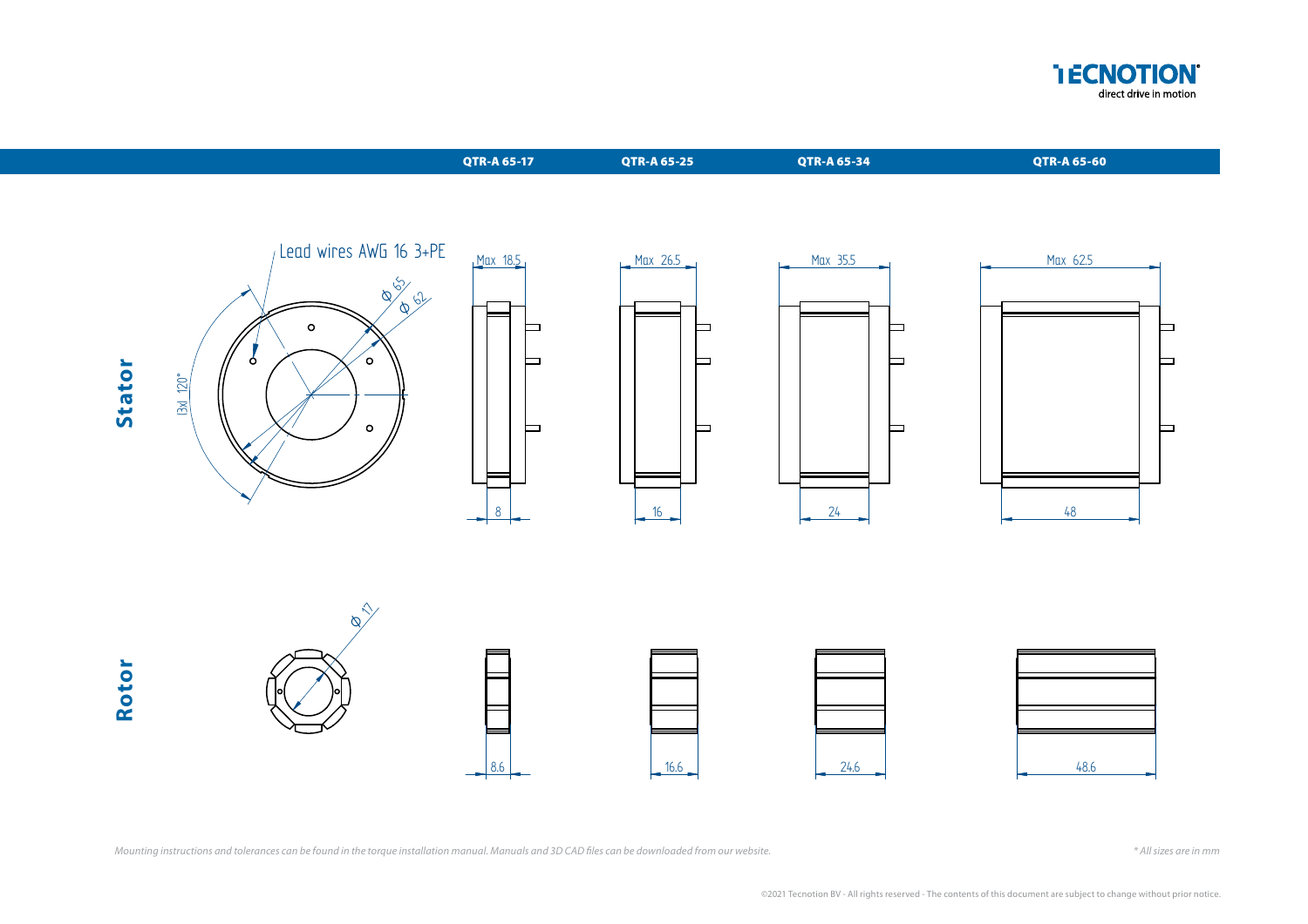| | QTR-A 65-17 | QTR-A 65-25 | QTR-A 65-34 | QTR-A 65-60 |
|---|---|---|---|---|

**Stator**

Lead wires AWG 16 3+PE

Ø 65

Ø 62

(3x) 120°

Max 18.5

8

Max 26.5

16

Max 35.5

24

Max 62.5

48

**Rotor**

Ø 17

8.6

16.6

24.6

48.6

*Mounting instructions and tolerances can be found in the torque installation manual. Manuals and 3D CAD files can be downloaded from our website.*

** All sizes are in mm*

©2021 Tecnotion BV - All rights reserved - The contents of this document are subject to change without prior notice.